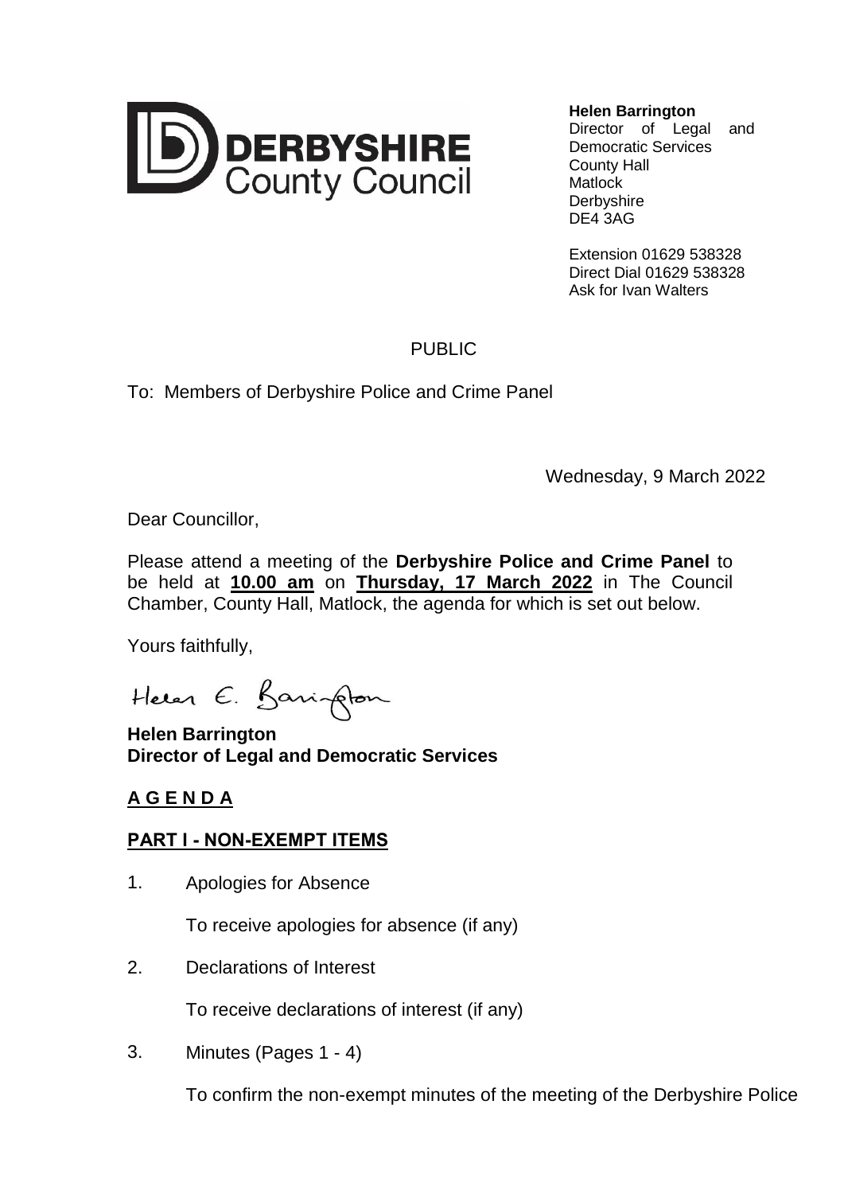**DERBYSHIRE County Council**

**Helen Barrington**
Director of Legal and Democratic Services
County Hall
Matlock
Derbyshire
DE4 3AG

Extension 01629 538328
Direct Dial 01629 538328
Ask for Ivan Walters

PUBLIC

To: Members of Derbyshire Police and Crime Panel

Wednesday, 9 March 2022

Dear Councillor,

Please attend a meeting of the **Derbyshire Police and Crime Panel** to be held at **10.00 am** on **Thursday, 17 March 2022** in The Council Chamber, County Hall, Matlock, the agenda for which is set out below.

Yours faithfully,

Helen E. Barrington

**Helen Barrington**
**Director of Legal and Democratic Services**

## A G E N D A

## PART I - NON-EXEMPT ITEMS

1. Apologies for Absence

   To receive apologies for absence (if any)

2. Declarations of Interest

   To receive declarations of interest (if any)

3. Minutes (Pages 1 - 4)

   To confirm the non-exempt minutes of the meeting of the Derbyshire Police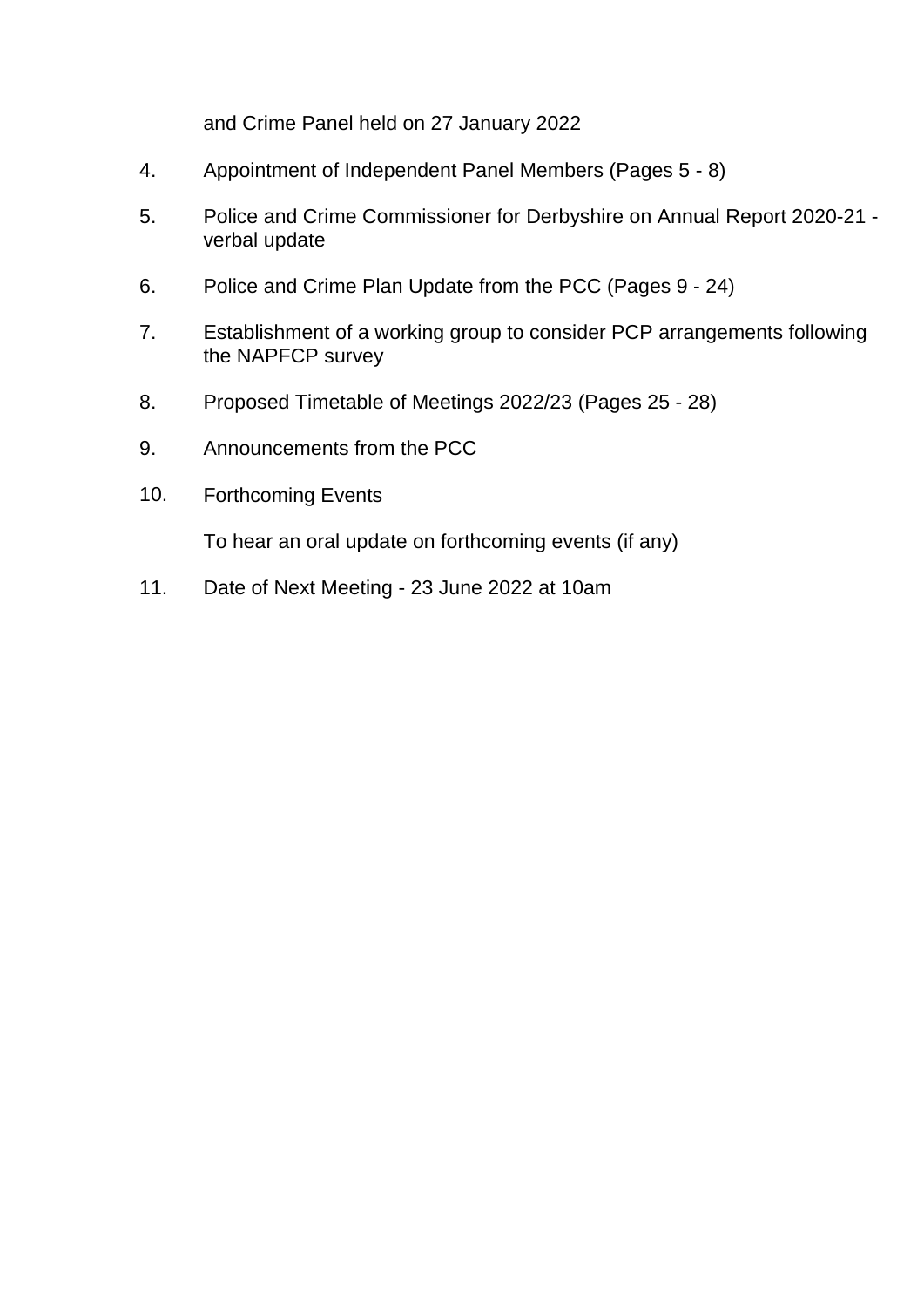and Crime Panel held on 27 January 2022

4. Appointment of Independent Panel Members (Pages 5 - 8)

5. Police and Crime Commissioner for Derbyshire on Annual Report 2020-21 - verbal update

6. Police and Crime Plan Update from the PCC (Pages 9 - 24)

7. Establishment of a working group to consider PCP arrangements following the NAPFCP survey

8. Proposed Timetable of Meetings 2022/23 (Pages 25 - 28)

9. Announcements from the PCC

10. Forthcoming Events

    To hear an oral update on forthcoming events (if any)

11. Date of Next Meeting - 23 June 2022 at 10am